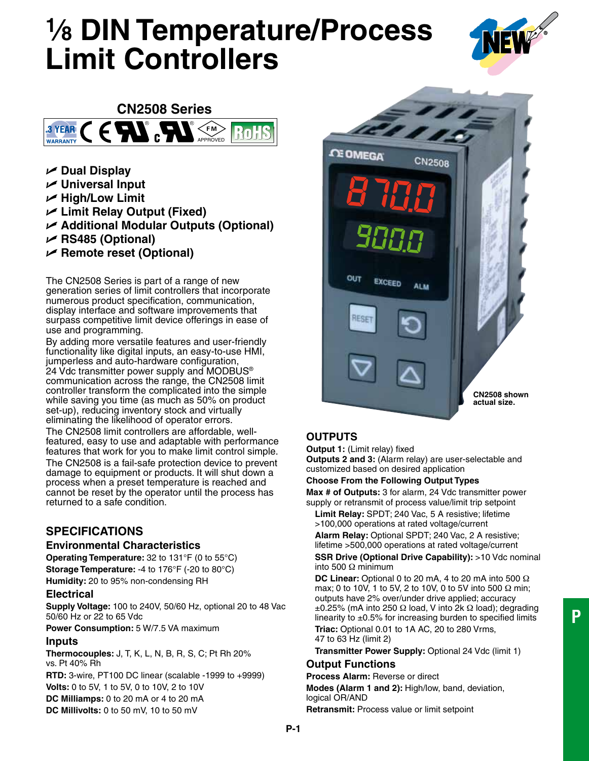# ⅛ DIN Temperature/Process Limit Controllers

## CN2508 Series

- Dual Display
- Universal Input
- High/Low Limit
- Limit Relay Output (Fixed)
- Additional Modular Outputs (Optional)
- RS485 (Optional)
- Remote reset (Optional)

The CN2508 Series is part of a range of new generation series of limit controllers that incorporate numerous product specification, communication, display interface and software improvements that surpass competitive limit device offerings in ease of use and programming.

By adding more versatile features and user-friendly functionality like digital inputs, an easy-to-use HMI, jumperless and auto-hardware configuration, 24 Vdc transmitter power supply and MODBUS® communication across the range, the CN2508 limit controller transform the complicated into the simple while saving you time (as much as 50% on product set-up), reducing inventory stock and virtually eliminating the likelihood of operator errors.

The CN2508 limit controllers are affordable, well-featured, easy to use and adaptable with performance features that work for you to make limit control simple.

The CN2508 is a fail-safe protection device to prevent damage to equipment or products. It will shut down a process when a preset temperature is reached and cannot be reset by the operator until the process has returned to a safe condition.

## SPECIFICATIONS

### Environmental Characteristics

**Operating Temperature:** 32 to 131°F (0 to 55°C)

**Storage Temperature:** -4 to 176°F (-20 to 80°C)

**Humidity:** 20 to 95% non-condensing RH

### Electrical

**Supply Voltage:** 100 to 240V, 50/60 Hz, optional 20 to 48 Vac 50/60 Hz or 22 to 65 Vdc

**Power Consumption:** 5 W/7.5 VA maximum

### Inputs

**Thermocouples:** J, T, K, L, N, B, R, S, C; Pt Rh 20% vs. Pt 40% Rh

**RTD:** 3-wire, PT100 DC linear (scalable -1999 to +9999)

**Volts:** 0 to 5V, 1 to 5V, 0 to 10V, 2 to 10V

**DC Milliamps:** 0 to 20 mA or 4 to 20 mA

**DC Millivolts:** 0 to 50 mV, 10 to 50 mV

CN2508 shown actual size.

## OUTPUTS

**Output 1:** (Limit relay) fixed

**Outputs 2 and 3:** (Alarm relay) are user-selectable and customized based on desired application

**Choose From the Following Output Types**

**Max # of Outputs:** 3 for alarm, 24 Vdc transmitter power supply or retransmit of process value/limit trip setpoint

**Limit Relay:** SPDT; 240 Vac, 5 A resistive; lifetime >100,000 operations at rated voltage/current

**Alarm Relay:** Optional SPDT; 240 Vac, 2 A resistive; lifetime >500,000 operations at rated voltage/current

**SSR Drive (Optional Drive Capability):** >10 Vdc nominal into 500 Ω minimum

**DC Linear:** Optional 0 to 20 mA, 4 to 20 mA into 500 Ω max; 0 to 10V, 1 to 5V, 2 to 10V, 0 to 5V into 500 Ω min; outputs have 2% over/under drive applied; accuracy ±0.25% (mA into 250 Ω load, V into 2k Ω load); degrading linearity to ±0.5% for increasing burden to specified limits

**Triac:** Optional 0.01 to 1A AC, 20 to 280 Vrms, 47 to 63 Hz (limit 2)

**Transmitter Power Supply:** Optional 24 Vdc (limit 1)

### Output Functions

**Process Alarm:** Reverse or direct

**Modes (Alarm 1 and 2):** High/low, band, deviation, logical OR/AND

**Retransmit:** Process value or limit setpoint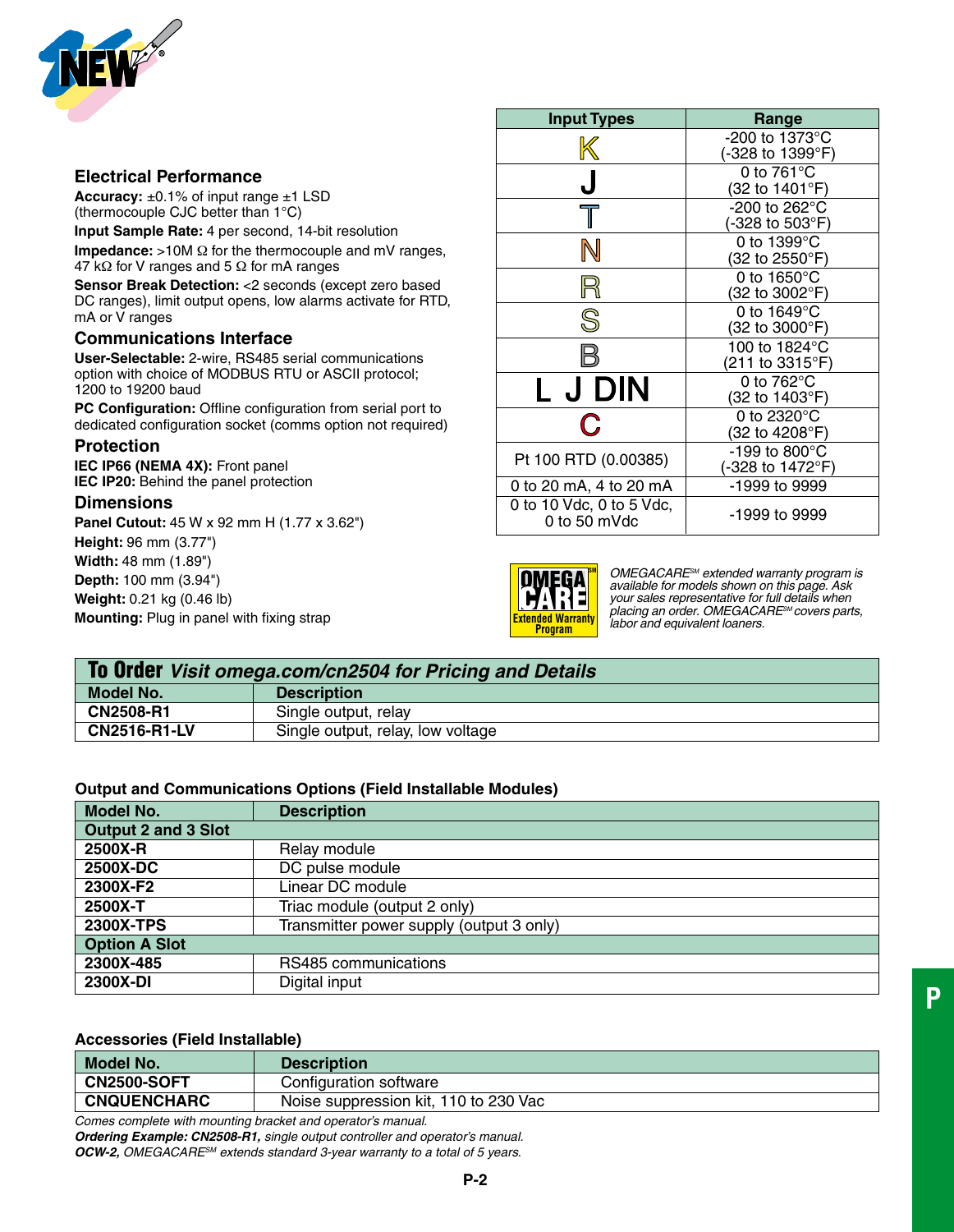## Electrical Performance

**Accuracy:** ±0.1% of input range ±1 LSD (thermocouple CJC better than 1°C)

**Input Sample Rate:** 4 per second, 14-bit resolution

**Impedance:** >10M Ω for the thermocouple and mV ranges, 47 kΩ for V ranges and 5 Ω for mA ranges

**Sensor Break Detection:** <2 seconds (except zero based DC ranges), limit output opens, low alarms activate for RTD, mA or V ranges

## Communications Interface

**User-Selectable:** 2-wire, RS485 serial communications option with choice of MODBUS RTU or ASCII protocol; 1200 to 19200 baud

**PC Configuration:** Offline configuration from serial port to dedicated configuration socket (comms option not required)

## Protection

**IEC IP66 (NEMA 4X):** Front panel
**IEC IP20:** Behind the panel protection

## Dimensions

**Panel Cutout:** 45 W x 92 mm H (1.77 x 3.62")

**Height:** 96 mm (3.77")

**Width:** 48 mm (1.89")

**Depth:** 100 mm (3.94")

**Weight:** 0.21 kg (0.46 lb)

**Mounting:** Plug in panel with fixing strap

| Input Types | Range |
|---|---|
| K | -200 to 1373°C (-328 to 1399°F) |
| J | 0 to 761°C (32 to 1401°F) |
| T | -200 to 262°C (-328 to 503°F) |
| N | 0 to 1399°C (32 to 2550°F) |
| R | 0 to 1650°C (32 to 3002°F) |
| S | 0 to 1649°C (32 to 3000°F) |
| B | 100 to 1824°C (211 to 3315°F) |
| L J DIN | 0 to 762°C (32 to 1403°F) |
| C | 0 to 2320°C (32 to 4208°F) |
| Pt 100 RTD (0.00385) | -199 to 800°C (-328 to 1472°F) |
| 0 to 20 mA, 4 to 20 mA | -1999 to 9999 |
| 0 to 10 Vdc, 0 to 5 Vdc, 0 to 50 mVdc | -1999 to 9999 |

OMEGACARE Extended Warranty Program

*OMEGACARE℠ extended warranty program is available for models shown on this page. Ask your sales representative for full details when placing an order. OMEGACARE℠ covers parts, labor and equivalent loaners.*

## To Order *Visit omega.com/cn2504 for Pricing and Details*

| Model No. | Description |
|---|---|
| **CN2508-R1** | Single output, relay |
| **CN2516-R1-LV** | Single output, relay, low voltage |

### Output and Communications Options (Field Installable Modules)

| Model No. | Description |
|---|---|
| **Output 2 and 3 Slot** | |
| **2500X-R** | Relay module |
| **2500X-DC** | DC pulse module |
| **2300X-F2** | Linear DC module |
| **2500X-T** | Triac module (output 2 only) |
| **2300X-TPS** | Transmitter power supply (output 3 only) |
| **Option A Slot** | |
| **2300X-485** | RS485 communications |
| **2300X-DI** | Digital input |

### Accessories (Field Installable)

| Model No. | Description |
|---|---|
| **CN2500-SOFT** | Configuration software |
| **CNQUENCHARC** | Noise suppression kit, 110 to 230 Vac |

*Comes complete with mounting bracket and operator's manual.*
***Ordering Example: CN2508-R1,*** *single output controller and operator's manual.*
***OCW-2,*** *OMEGACARE℠ extends standard 3-year warranty to a total of 5 years.*